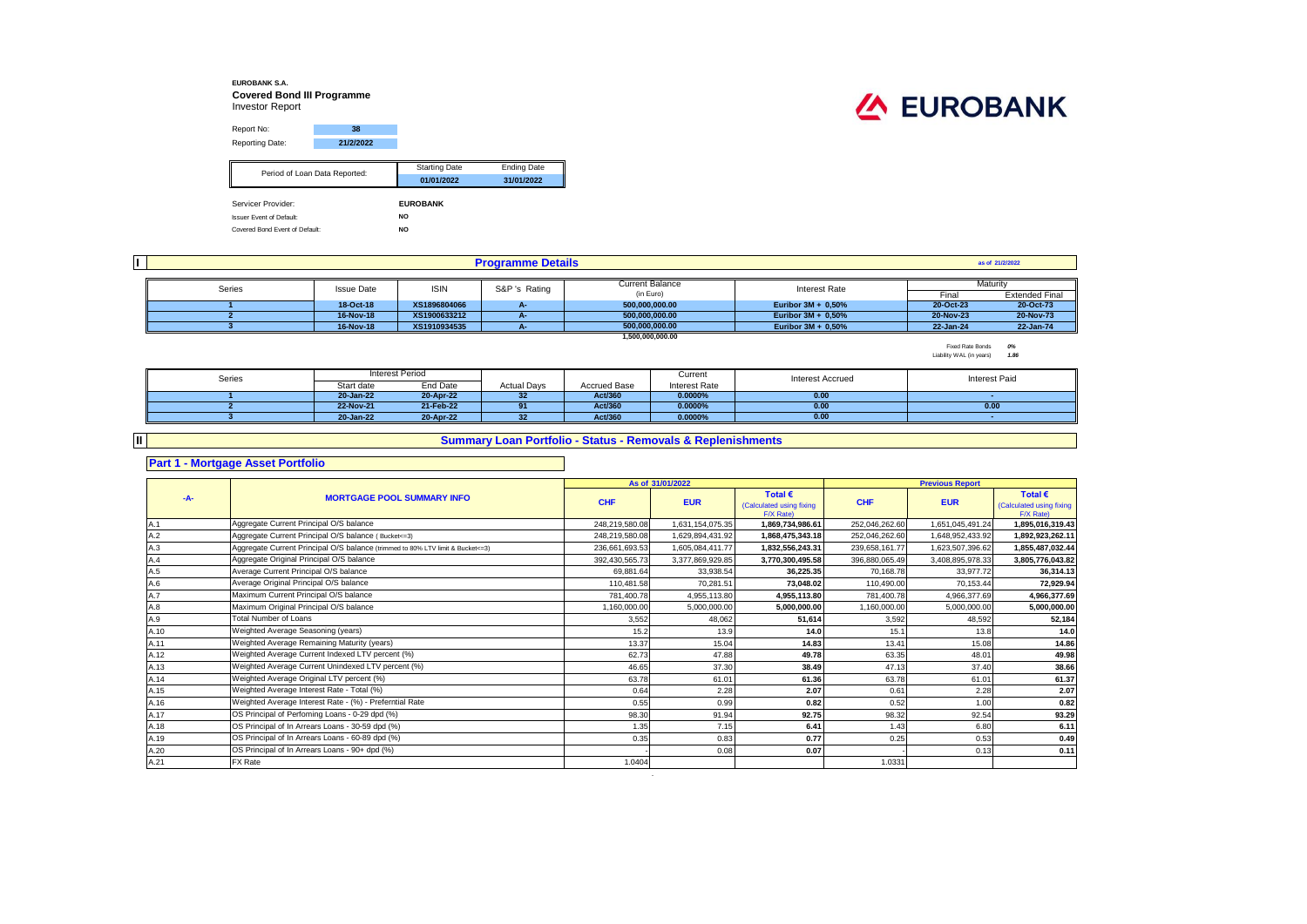**EUROBANK S.A.**

**Covered Bond III Programme**

Investor Report

EUROBANK

| Report No: | 38 |
|---|---|
| Reporting Date: | 21/2/2022 |

| Period of Loan Data Reported: | Starting Date | Ending Date |
|---|---|---|
| | 01/01/2022 | 31/01/2022 |

| Servicer Provider: | EUROBANK |
|---|---|
| Issuer Event of Default: | NO |
| Covered Bond Event of Default: | NO |

## I Programme Details

as of 21/2/2022

| Series | Issue Date | ISIN | S&P 's Rating | Current Balance (in Euro) | Interest Rate | Maturity Final | Maturity Extended Final |
|---|---|---|---|---|---|---|---|
| 1 | 18-Oct-18 | XS1896804066 | A- | 500,000,000.00 | Euribor 3M + 0,50% | 20-Oct-23 | 20-Oct-73 |
| 2 | 16-Nov-18 | XS1900633212 | A- | 500,000,000.00 | Euribor 3M + 0,50% | 20-Nov-23 | 20-Nov-73 |
| 3 | 16-Nov-18 | XS1910934535 | A- | 500,000,000.00 | Euribor 3M + 0,50% | 22-Jan-24 | 22-Jan-74 |
| | | | | 1,500,000,000.00 | | | |

Fixed Rate Bonds *0%*

Liability WAL (in years) *1.86*

| Series | Interest Period Start date | Interest Period End Date | Actual Days | Accrued Base | Current Interest Rate | Interest Accrued | Interest Paid |
|---|---|---|---|---|---|---|---|
| 1 | 20-Jan-22 | 20-Apr-22 | 32 | Act/360 | 0.0000% | 0.00 | - |
| 2 | 22-Nov-21 | 21-Feb-22 | 91 | Act/360 | 0.0000% | 0.00 | 0.00 |
| 3 | 20-Jan-22 | 20-Apr-22 | 32 | Act/360 | 0.0000% | 0.00 | - |

## II Summary Loan Portfolio - Status - Removals & Replenishments

### Part 1 - Mortgage Asset Portfolio

| -A- | MORTGAGE POOL SUMMARY INFO | As of 31/01/2022 CHF | As of 31/01/2022 EUR | As of 31/01/2022 Total € (Calculated using fixing F/X Rate) | Previous Report CHF | Previous Report EUR | Previous Report Total € (Calculated using fixing F/X Rate) |
|---|---|---|---|---|---|---|---|
| A.1 | Aggregate Current Principal O/S balance | 248,219,580.08 | 1,631,154,075.35 | 1,869,734,986.61 | 252,046,262.60 | 1,651,045,491.24 | 1,895,016,319.43 |
| A.2 | Aggregate Current Principal O/S balance ( Bucket<=3) | 248,219,580.08 | 1,629,894,431.92 | 1,868,475,343.18 | 252,046,262.60 | 1,648,952,433.92 | 1,892,923,262.11 |
| A.3 | Aggregate Current Principal O/S balance (trimmed to 80% LTV limit & Bucket<=3) | 236,661,693.53 | 1,605,084,411.77 | 1,832,556,243.31 | 239,658,161.77 | 1,623,507,396.62 | 1,855,487,032.44 |
| A.4 | Aggregate Original Principal O/S balance | 392,430,565.73 | 3,377,869,929.85 | 3,770,300,495.58 | 396,880,065.49 | 3,408,895,978.33 | 3,805,776,043.82 |
| A.5 | Average Current Principal O/S balance | 69,881.64 | 33,938.54 | 36,225.35 | 70,168.78 | 33,977.72 | 36,314.13 |
| A.6 | Average Original Principal O/S balance | 110,481.58 | 70,281.51 | 73,048.02 | 110,490.00 | 70,153.44 | 72,929.94 |
| A.7 | Maximum Current Principal O/S balance | 781,400.78 | 4,955,113.80 | 4,955,113.80 | 781,400.78 | 4,966,377.69 | 4,966,377.69 |
| A.8 | Maximum Original Principal O/S balance | 1,160,000.00 | 5,000,000.00 | 5,000,000.00 | 1,160,000.00 | 5,000,000.00 | 5,000,000.00 |
| A.9 | Total Number of Loans | 3,552 | 48,062 | 51,614 | 3,592 | 48,592 | 52,184 |
| A.10 | Weighted Average Seasoning (years) | 15.2 | 13.9 | 14.0 | 15.1 | 13.8 | 14.0 |
| A.11 | Weighted Average Remaining Maturity (years) | 13.37 | 15.04 | 14.83 | 13.41 | 15.08 | 14.86 |
| A.12 | Weighted Average Current Indexed LTV percent (%) | 62.73 | 47.88 | 49.78 | 63.35 | 48.01 | 49.98 |
| A.13 | Weighted Average Current Unindexed LTV percent (%) | 46.65 | 37.30 | 38.49 | 47.13 | 37.40 | 38.66 |
| A.14 | Weighted Average Original LTV percent (%) | 63.78 | 61.01 | 61.36 | 63.78 | 61.01 | 61.37 |
| A.15 | Weighted Average Interest Rate - Total (%) | 0.64 | 2.28 | 2.07 | 0.61 | 2.28 | 2.07 |
| A.16 | Weighted Average Interest Rate - (%) - Preferntial Rate | 0.55 | 0.99 | 0.82 | 0.52 | 1.00 | 0.82 |
| A.17 | OS Principal of Perfoming Loans - 0-29 dpd (%) | 98.30 | 91.94 | 92.75 | 98.32 | 92.54 | 93.29 |
| A.18 | OS Principal of In Arrears Loans - 30-59 dpd (%) | 1.35 | 7.15 | 6.41 | 1.43 | 6.80 | 6.11 |
| A.19 | OS Principal of In Arrears Loans - 60-89 dpd (%) | 0.35 | 0.83 | 0.77 | 0.25 | 0.53 | 0.49 |
| A.20 | OS Principal of In Arrears Loans - 90+ dpd (%) | - | 0.08 | 0.07 | - | 0.13 | 0.11 |
| A.21 | FX Rate | 1.0404 | | | 1.0331 | | |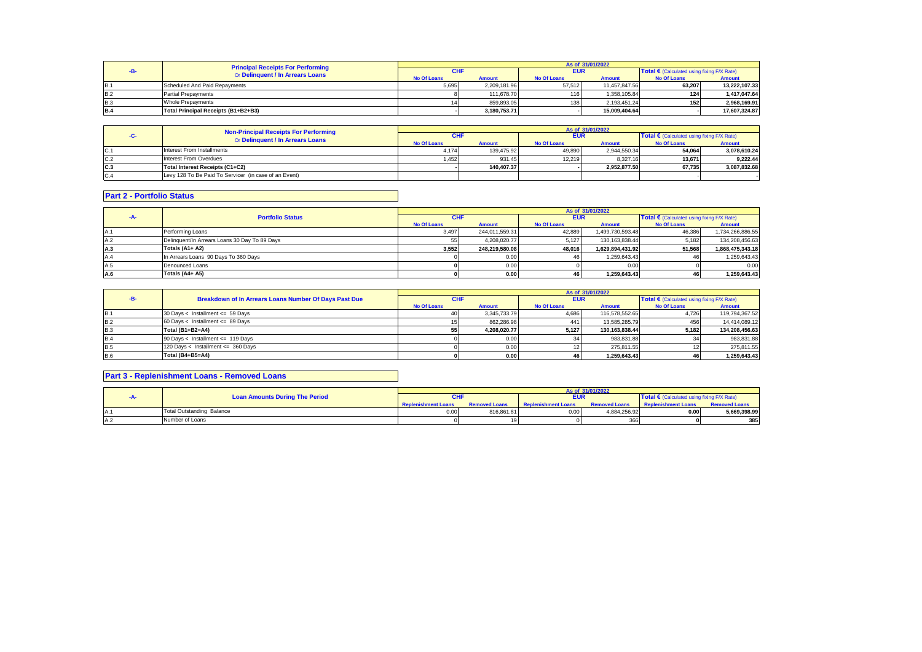| -B- | Principal Receipts For Performing Or Delinquent / In Arrears Loans | As of 31/01/2022 | | | | | |
|---|---|---|---|---|---|---|---|
| | | CHF | | EUR | | Total € (Calculated using fixing F/X Rate) | |
| | | No Of Loans | Amount | No Of Loans | Amount | No Of Loans | Amount |
| B.1 | Scheduled And Paid Repayments | 5,695 | 2,209,181.96 | 57,512 | 11,457,847.56 | 63,207 | 13,222,107.33 |
| B.2 | Partial Prepayments | 8 | 111,678.70 | 116 | 1,358,105.84 | 124 | 1,417,047.64 |
| B.3 | Whole Prepayments | 14 | 859,893.05 | 138 | 2,193,451.24 | 152 | 2,968,169.91 |
| B.4 | Total Principal Receipts (B1+B2+B3) | - | 3,180,753.71 | - | 15,009,404.64 | - | 17,607,324.87 |

| -C- | Non-Principal Receipts For Performing Or Delinquent / In Arrears Loans | As of 31/01/2022 | | | | | |
|---|---|---|---|---|---|---|---|
| | | CHF | | EUR | | Total € (Calculated using fixing F/X Rate) | |
| | | No Of Loans | Amount | No Of Loans | Amount | No Of Loans | Amount |
| C.1 | Interest From Installments | 4,174 | 139,475.92 | 49,890 | 2,944,550.34 | 54,064 | 3,078,610.24 |
| C.2 | Interest From Overdues | 1,452 | 931.45 | 12,219 | 8,327.16 | 13,671 | 9,222.44 |
| C.3 | Total Interest Receipts (C1+C2) | - | 140,407.37 | - | 2,952,877.50 | 67,735 | 3,087,832.68 |
| C.4 | Levy 128 To Be Paid To Servicer (in case of an Event) | | | | | - | - |

## Part 2 - Portfolio Status

| -A- | Portfolio Status | As of 31/01/2022 | | | | | |
|---|---|---|---|---|---|---|---|
| | | CHF | | EUR | | Total € (Calculated using fixing F/X Rate) | |
| | | No Of Loans | Amount | No Of Loans | Amount | No Of Loans | Amount |
| A.1 | Performing Loans | 3,497 | 244,011,559.31 | 42,889 | 1,499,730,593.48 | 46,386 | 1,734,266,886.55 |
| A.2 | Delinquent/In Arrears Loans 30 Day To 89 Days | 55 | 4,208,020.77 | 5,127 | 130,163,838.44 | 5,182 | 134,208,456.63 |
| A.3 | Totals (A1+ A2) | 3,552 | 248,219,580.08 | 48,016 | 1,629,894,431.92 | 51,568 | 1,868,475,343.18 |
| A.4 | In Arrears Loans 90 Days To 360 Days | 0 | 0.00 | 46 | 1,259,643.43 | 46 | 1,259,643.43 |
| A.5 | Denounced Loans | 0 | 0.00 | 0 | 0.00 | 0 | 0.00 |
| A.6 | Totals (A4+ A5) | 0 | 0.00 | 46 | 1,259,643.43 | 46 | 1,259,643.43 |

| -B- | Breakdown of In Arrears Loans Number Of Days Past Due | As of 31/01/2022 | | | | | |
|---|---|---|---|---|---|---|---|
| | | CHF | | EUR | | Total € (Calculated using fixing F/X Rate) | |
| | | No Of Loans | Amount | No Of Loans | Amount | No Of Loans | Amount |
| B.1 | 30 Days < Installment <= 59 Days | 40 | 3,345,733.79 | 4,686 | 116,578,552.65 | 4,726 | 119,794,367.52 |
| B.2 | 60 Days < Installment <= 89 Days | 15 | 862,286.98 | 441 | 13,585,285.79 | 456 | 14,414,089.12 |
| B.3 | Total (B1+B2=A4) | 55 | 4,208,020.77 | 5,127 | 130,163,838.44 | 5,182 | 134,208,456.63 |
| B.4 | 90 Days < Installment <= 119 Days | 0 | 0.00 | 34 | 983,831.88 | 34 | 983,831.88 |
| B.5 | 120 Days < Installment <= 360 Days | 0 | 0.00 | 12 | 275,811.55 | 12 | 275,811.55 |
| B.6 | Total (B4+B5=A4) | 0 | 0.00 | 46 | 1,259,643.43 | 46 | 1,259,643.43 |

## Part 3 - Replenishment Loans - Removed Loans

| -A- | Loan Amounts During The Period | As of 31/01/2022 | | | | | |
|---|---|---|---|---|---|---|---|
| | | CHF | | EUR | | Total € (Calculated using fixing F/X Rate) | |
| | | Replenishment Loans | Removed Loans | Replenishment Loans | Removed Loans | Replenishment Loans | Removed Loans |
| A.1 | Total Outstanding Balance | 0.00 | 816,861.81 | 0.00 | 4,884,256.92 | 0.00 | 5,669,398.99 |
| A.2 | Number of Loans | 0 | 19 | 0 | 366 | 0 | 385 |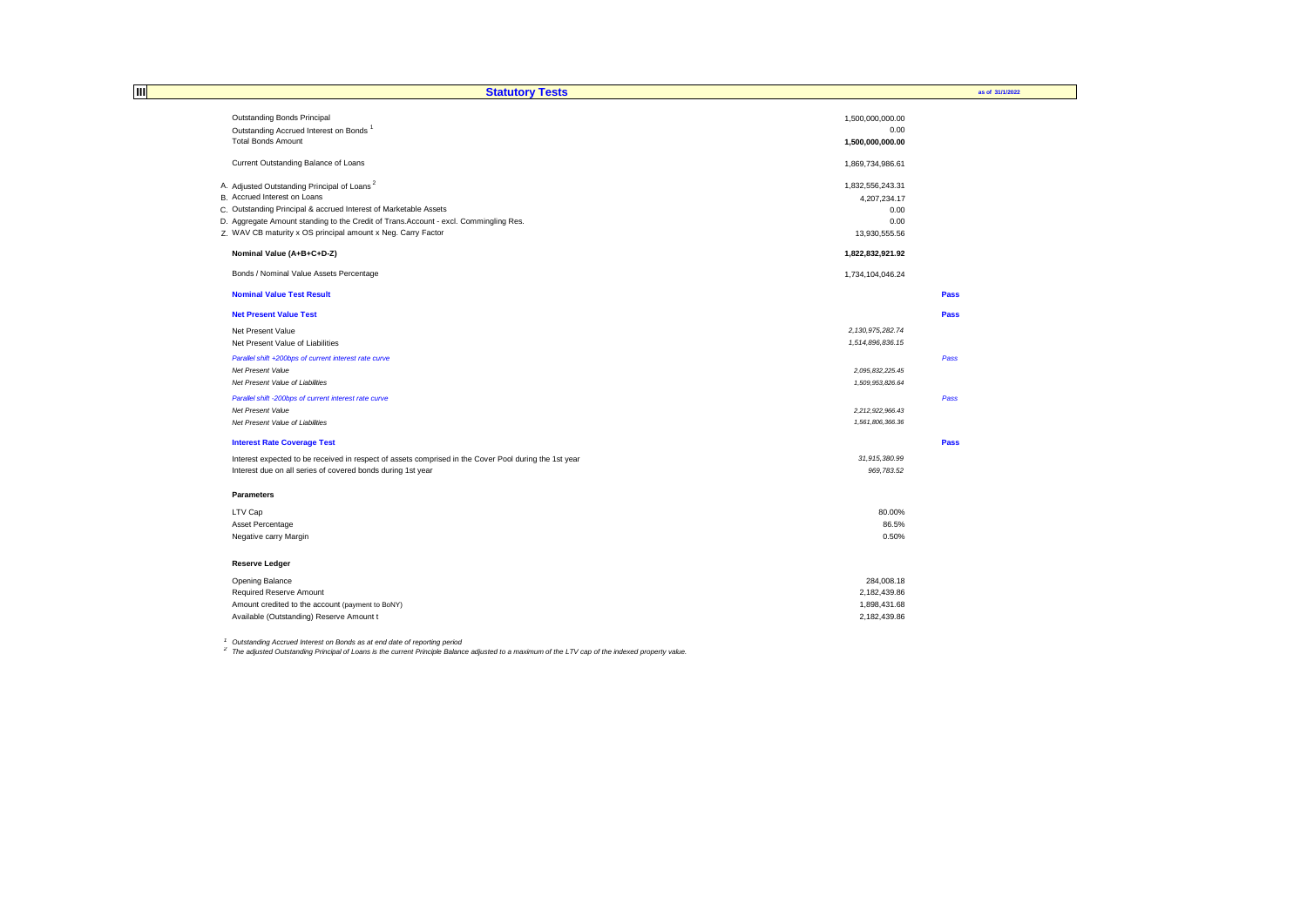## III Statutory Tests

as of 31/1/2022

| | | |
|---|---|---|
| Outstanding Bonds Principal | 1,500,000,000.00 | |
| Outstanding Accrued Interest on Bonds [1] | 0.00 | |
| Total Bonds Amount | **1,500,000,000.00** | |
| | | |
| Current Outstanding Balance of Loans | 1,869,734,986.61 | |
| | | |
| A. Adjusted Outstanding Principal of Loans [2] | 1,832,556,243.31 | |
| B. Accrued Interest on Loans | 4,207,234.17 | |
| C. Outstanding Principal & accrued Interest of Marketable Assets | 0.00 | |
| D. Aggregate Amount standing to the Credit of Trans.Account - excl. Commingling Res. | 0.00 | |
| Z. WAV CB maturity x OS principal amount x Neg. Carry Factor | 13,930,555.56 | |
| | | |
| **Nominal Value (A+B+C+D-Z)** | **1,822,832,921.92** | |
| | | |
| Bonds / Nominal Value Assets Percentage | 1,734,104,046.24 | |
| | | |
| **Nominal Value Test Result** | | **Pass** |
| | | |
| **Net Present Value Test** | | **Pass** |
| Net Present Value | *2,130,975,282.74* | |
| Net Present Value of Liabilities | *1,514,896,836.15* | |
| *Parallel shift +200bps of current interest rate curve* | | *Pass* |
| *Net Present Value* | *2,095,832,225.45* | |
| *Net Present Value of Liabilities* | *1,509,953,826.64* | |
| *Parallel shift -200bps of current interest rate curve* | | *Pass* |
| *Net Present Value* | *2,212,922,966.43* | |
| *Net Present Value of Liabilities* | *1,561,806,366.36* | |
| | | |
| **Interest Rate Coverage Test** | | **Pass** |
| Interest expected to be received in respect of assets comprised in the Cover Pool during the 1st year | *31,915,380.99* | |
| Interest due on all series of covered bonds during 1st year | *969,783.52* | |
| | | |
| **Parameters** | | |
| LTV Cap | 80.00% | |
| Asset Percentage | 86.5% | |
| Negative carry Margin | 0.50% | |
| | | |
| **Reserve Ledger** | | |
| Opening Balance | 284,008.18 | |
| Required Reserve Amount | 2,182,439.86 | |
| Amount credited to the account (payment to BoNY) | 1,898,431.68 | |
| Available (Outstanding) Reserve Amount t | 2,182,439.86 | |

*[1] Outstanding Accrued Interest on Bonds as at end date of reporting period*

*[2] The adjusted Outstanding Principal of Loans is the current Principle Balance adjusted to a maximum of the LTV cap of the indexed property value.*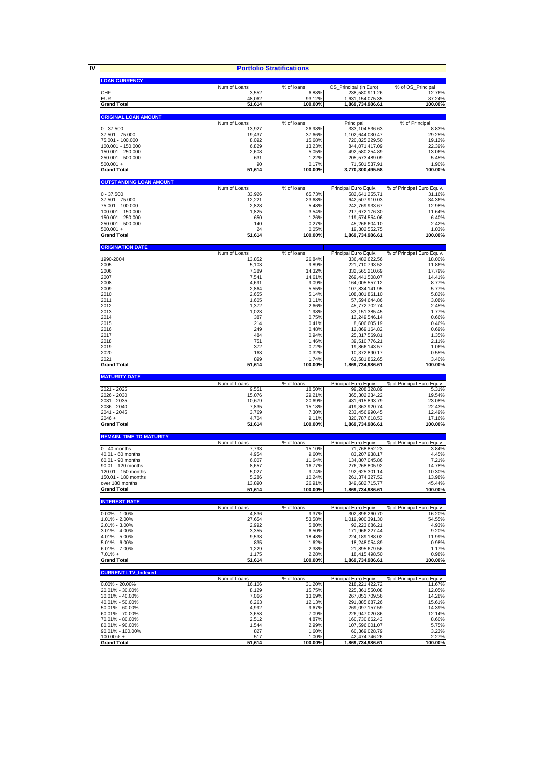**IV**

## Portfolio Stratifications

| LOAN CURRENCY | Num of Loans | % of loans | OS_Principal (in Euro) | % of OS_Principal |
|---|---|---|---|---|
| CHF | 3,552 | 6.88% | 238,580,911.26 | 12.76% |
| EUR | 48,062 | 93.12% | 1,631,154,075.35 | 87.24% |
| **Grand Total** | **51,614** | **100.00%** | **1,869,734,986.61** | **100.00%** |

| ORIGINAL LOAN AMOUNT | Num of Loans | % of loans | Principal | % of Principal |
|---|---|---|---|---|
| 0 - 37.500 | 13,927 | 26.98% | 333,104,536.63 | 8.83% |
| 37.501 - 75.000 | 19,437 | 37.66% | 1,102,644,030.47 | 29.25% |
| 75.001 - 100.000 | 8,092 | 15.68% | 720,825,229.50 | 19.12% |
| 100.001 - 150.000 | 6,829 | 13.23% | 844,071,417.09 | 22.39% |
| 150.001 - 250.000 | 2,608 | 5.05% | 492,580,254.89 | 13.06% |
| 250.001 - 500.000 | 631 | 1.22% | 205,573,489.09 | 5.45% |
| 500.001 + | 90 | 0.17% | 71,501,537.91 | 1.90% |
| **Grand Total** | **51,614** | **100.00%** | **3,770,300,495.58** | **100.00%** |

| OUTSTANDING LOAN AMOUNT | Num of Loans | % of loans | Principal Euro Equiv. | % of Principal Euro Equiv. |
|---|---|---|---|---|
| 0 - 37.500 | 33,926 | 65.73% | 582,641,255.71 | 31.16% |
| 37.501 - 75.000 | 12,221 | 23.68% | 642,507,910.03 | 34.36% |
| 75.001 - 100.000 | 2,828 | 5.48% | 242,769,933.67 | 12.98% |
| 100.001 - 150.000 | 1,825 | 3.54% | 217,672,176.30 | 11.64% |
| 150.001 - 250.000 | 650 | 1.26% | 119,574,554.06 | 6.40% |
| 250.001 - 500.000 | 140 | 0.27% | 45,266,604.10 | 2.42% |
| 500.001 + | 24 | 0.05% | 19,302,552.75 | 1.03% |
| **Grand Total** | **51,614** | **100.00%** | **1,869,734,986.61** | **100.00%** |

| ORIGINATION DATE | Num of Loans | % of loans | Principal Euro Equiv. | % of Principal Euro Equiv. |
|---|---|---|---|---|
| 1990-2004 | 13,852 | 26.84% | 336,482,622.56 | 18.00% |
| 2005 | 5,103 | 9.89% | 221,710,793.52 | 11.86% |
| 2006 | 7,389 | 14.32% | 332,565,210.69 | 17.79% |
| 2007 | 7,541 | 14.61% | 269,441,508.07 | 14.41% |
| 2008 | 4,691 | 9.09% | 164,005,557.12 | 8.77% |
| 2009 | 2,864 | 5.55% | 107,834,141.95 | 5.77% |
| 2010 | 2,655 | 5.14% | 108,801,861.10 | 5.82% |
| 2011 | 1,605 | 3.11% | 57,594,644.86 | 3.08% |
| 2012 | 1,372 | 2.66% | 45,772,702.74 | 2.45% |
| 2013 | 1,023 | 1.98% | 33,151,385.45 | 1.77% |
| 2014 | 387 | 0.75% | 12,249,546.14 | 0.66% |
| 2015 | 214 | 0.41% | 8,606,605.19 | 0.46% |
| 2016 | 249 | 0.48% | 12,869,164.82 | 0.69% |
| 2017 | 484 | 0.94% | 25,317,569.81 | 1.35% |
| 2018 | 751 | 1.46% | 39,510,776.21 | 2.11% |
| 2019 | 372 | 0.72% | 19,866,143.57 | 1.06% |
| 2020 | 163 | 0.32% | 10,372,890.17 | 0.55% |
| 2021 | 899 | 1.74% | 63,581,862.65 | 3.40% |
| **Grand Total** | **51,614** | **100.00%** | **1,869,734,986.61** | **100.00%** |

| MATURITY DATE | Num of Loans | % of loans | Principal Euro Equiv. | % of Principal Euro Equiv. |
|---|---|---|---|---|
| 2021 - 2025 | 9,551 | 18.50% | 99,208,328.89 | 5.31% |
| 2026 - 2030 | 15,076 | 29.21% | 365,302,234.22 | 19.54% |
| 2031 - 2035 | 10,679 | 20.69% | 431,615,893.79 | 23.08% |
| 2036 - 2040 | 7,835 | 15.18% | 419,363,920.74 | 22.43% |
| 2041 - 2045 | 3,769 | 7.30% | 233,456,990.45 | 12.49% |
| 2046 + | 4,704 | 9.11% | 320,787,618.53 | 17.16% |
| **Grand Total** | **51,614** | **100.00%** | **1,869,734,986.61** | **100.00%** |

| REMAIN. TIME TO MATURITY | Num of Loans | % of loans | Principal Euro Equiv. | % of Principal Euro Equiv. |
|---|---|---|---|---|
| 0 - 40 months | 7,793 | 15.10% | 71,768,852.23 | 3.84% |
| 40.01 - 60 months | 4,954 | 9.60% | 83,207,938.17 | 4.45% |
| 60.01 - 90 months | 6,007 | 11.64% | 134,807,045.86 | 7.21% |
| 90.01 - 120 months | 8,657 | 16.77% | 276,268,805.92 | 14.78% |
| 120.01 - 150 months | 5,027 | 9.74% | 192,625,301.14 | 10.30% |
| 150.01 - 180 months | 5,286 | 10.24% | 261,374,327.52 | 13.98% |
| over 180 months | 13,890 | 26.91% | 849,682,715.77 | 45.44% |
| **Grand Total** | **51,614** | **100.00%** | **1,869,734,986.61** | **100.00%** |

| INTEREST RATE | Num of Loans | % of loans | Principal Euro Equiv. | % of Principal Euro Equiv. |
|---|---|---|---|---|
| 0.00% - 1.00% | 4,836 | 9.37% | 302,896,260.70 | 16.20% |
| 1.01% - 2.00% | 27,654 | 53.58% | 1,019,900,391.30 | 54.55% |
| 2.01% - 3.00% | 2,992 | 5.80% | 92,223,686.21 | 4.93% |
| 3.01% - 4.00% | 3,355 | 6.50% | 171,966,227.44 | 9.20% |
| 4.01% - 5.00% | 9,538 | 18.48% | 224,189,188.02 | 11.99% |
| 5.01% - 6.00% | 835 | 1.62% | 18,248,054.89 | 0.98% |
| 6.01% - 7.00% | 1,229 | 2.38% | 21,895,679.56 | 1.17% |
| 7.01% + | 1,175 | 2.28% | 18,415,498.50 | 0.98% |
| **Grand Total** | **51,614** | **100.00%** | **1,869,734,986.61** | **100.00%** |

| CURRENT LTV_Indexed | Num of Loans | % of loans | Principal Euro Equiv. | % of Principal Euro Equiv. |
|---|---|---|---|---|
| 0.00% - 20.00% | 16,106 | 31.20% | 218,221,422.72 | 11.67% |
| 20.01% - 30.00% | 8,129 | 15.75% | 225,361,550.08 | 12.05% |
| 30.01% - 40.00% | 7,066 | 13.69% | 267,051,709.56 | 14.28% |
| 40.01% - 50.00% | 6,263 | 12.13% | 291,885,687.26 | 15.61% |
| 50.01% - 60.00% | 4,992 | 9.67% | 269,097,157.59 | 14.39% |
| 60.01% - 70.00% | 3,658 | 7.09% | 226,947,020.86 | 12.14% |
| 70.01% - 80.00% | 2,512 | 4.87% | 160,730,662.43 | 8.60% |
| 80.01% - 90.00% | 1,544 | 2.99% | 107,596,001.07 | 5.75% |
| 90.01% - 100.00% | 827 | 1.60% | 60,369,028.79 | 3.23% |
| 100.00% + | 517 | 1.00% | 42,474,746.26 | 2.27% |
| **Grand Total** | **51,614** | **100.00%** | **1,869,734,986.61** | **100.00%** |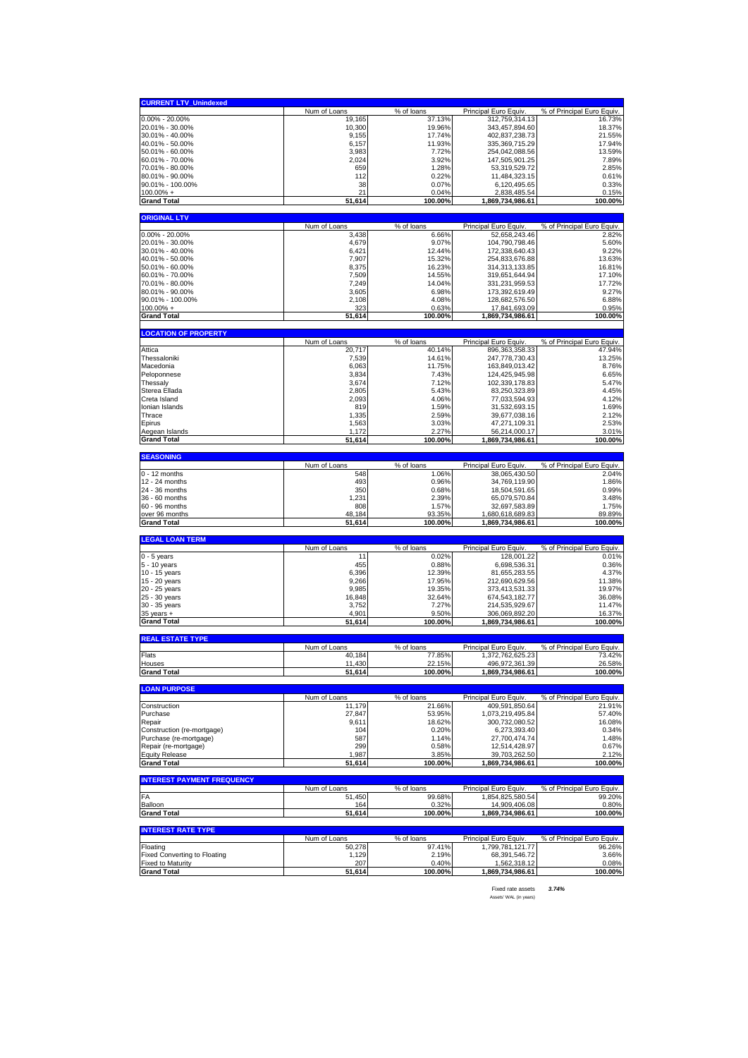| CURRENT LTV_Unindexed | Num of Loans | % of loans | Principal Euro Equiv. | % of Principal Euro Equiv. |
|---|---|---|---|---|
| 0.00% - 20.00% | 19,165 | 37.13% | 312,759,314.13 | 16.73% |
| 20.01% - 30.00% | 10,300 | 19.96% | 343,457,894.60 | 18.37% |
| 30.01% - 40.00% | 9,155 | 17.74% | 402,837,238.73 | 21.55% |
| 40.01% - 50.00% | 6,157 | 11.93% | 335,369,715.29 | 17.94% |
| 50.01% - 60.00% | 3,983 | 7.72% | 254,042,088.56 | 13.59% |
| 60.01% - 70.00% | 2,024 | 3.92% | 147,505,901.25 | 7.89% |
| 70.01% - 80.00% | 659 | 1.28% | 53,319,529.72 | 2.85% |
| 80.01% - 90.00% | 112 | 0.22% | 11,484,323.15 | 0.61% |
| 90.01% - 100.00% | 38 | 0.07% | 6,120,495.65 | 0.33% |
| 100.00% + | 21 | 0.04% | 2,838,485.54 | 0.15% |
| **Grand Total** | **51,614** | **100.00%** | **1,869,734,986.61** | **100.00%** |

| ORIGINAL LTV | Num of Loans | % of loans | Principal Euro Equiv. | % of Principal Euro Equiv. |
|---|---|---|---|---|
| 0.00% - 20.00% | 3,438 | 6.66% | 52,658,243.46 | 2.82% |
| 20.01% - 30.00% | 4,679 | 9.07% | 104,790,798.46 | 5.60% |
| 30.01% - 40.00% | 6,421 | 12.44% | 172,338,640.43 | 9.22% |
| 40.01% - 50.00% | 7,907 | 15.32% | 254,833,676.88 | 13.63% |
| 50.01% - 60.00% | 8,375 | 16.23% | 314,313,133.85 | 16.81% |
| 60.01% - 70.00% | 7,509 | 14.55% | 319,651,644.94 | 17.10% |
| 70.01% - 80.00% | 7,249 | 14.04% | 331,231,959.53 | 17.72% |
| 80.01% - 90.00% | 3,605 | 6.98% | 173,392,619.49 | 9.27% |
| 90.01% - 100.00% | 2,108 | 4.08% | 128,682,576.50 | 6.88% |
| 100.00% + | 323 | 0.63% | 17,841,693.09 | 0.95% |
| **Grand Total** | **51,614** | **100.00%** | **1,869,734,986.61** | **100.00%** |

| LOCATION OF PROPERTY | Num of Loans | % of loans | Principal Euro Equiv. | % of Principal Euro Equiv. |
|---|---|---|---|---|
| Attica | 20,717 | 40.14% | 896,363,358.33 | 47.94% |
| Thessaloniki | 7,539 | 14.61% | 247,778,730.43 | 13.25% |
| Macedonia | 6,063 | 11.75% | 163,849,013.42 | 8.76% |
| Peloponnese | 3,834 | 7.43% | 124,425,945.98 | 6.65% |
| Thessaly | 3,674 | 7.12% | 102,339,178.83 | 5.47% |
| Sterea Ellada | 2,805 | 5.43% | 83,250,323.89 | 4.45% |
| Creta Island | 2,093 | 4.06% | 77,033,594.93 | 4.12% |
| Ionian Islands | 819 | 1.59% | 31,532,693.15 | 1.69% |
| Thrace | 1,335 | 2.59% | 39,677,038.16 | 2.12% |
| Epirus | 1,563 | 3.03% | 47,271,109.31 | 2.53% |
| Aegean Islands | 1,172 | 2.27% | 56,214,000.17 | 3.01% |
| **Grand Total** | **51,614** | **100.00%** | **1,869,734,986.61** | **100.00%** |

| SEASONING | Num of Loans | % of loans | Principal Euro Equiv. | % of Principal Euro Equiv. |
|---|---|---|---|---|
| 0 - 12 months | 548 | 1.06% | 38,065,430.50 | 2.04% |
| 12 - 24 months | 493 | 0.96% | 34,769,119.90 | 1.86% |
| 24 - 36 months | 350 | 0.68% | 18,504,591.65 | 0.99% |
| 36 - 60 months | 1,231 | 2.39% | 65,079,570.84 | 3.48% |
| 60 - 96 months | 808 | 1.57% | 32,697,583.89 | 1.75% |
| over 96 months | 48,184 | 93.35% | 1,680,618,689.83 | 89.89% |
| **Grand Total** | **51,614** | **100.00%** | **1,869,734,986.61** | **100.00%** |

| LEGAL LOAN TERM | Num of Loans | % of loans | Principal Euro Equiv. | % of Principal Euro Equiv. |
|---|---|---|---|---|
| 0 - 5 years | 11 | 0.02% | 128,001.22 | 0.01% |
| 5 - 10 years | 455 | 0.88% | 6,698,536.31 | 0.36% |
| 10 - 15 years | 6,396 | 12.39% | 81,655,283.55 | 4.37% |
| 15 - 20 years | 9,266 | 17.95% | 212,690,629.56 | 11.38% |
| 20 - 25 years | 9,985 | 19.35% | 373,413,531.33 | 19.97% |
| 25 - 30 years | 16,848 | 32.64% | 674,543,182.77 | 36.08% |
| 30 - 35 years | 3,752 | 7.27% | 214,535,929.67 | 11.47% |
| 35 years + | 4,901 | 9.50% | 306,069,892.20 | 16.37% |
| **Grand Total** | **51,614** | **100.00%** | **1,869,734,986.61** | **100.00%** |

| REAL ESTATE TYPE | Num of Loans | % of loans | Principal Euro Equiv. | % of Principal Euro Equiv. |
|---|---|---|---|---|
| Flats | 40,184 | 77.85% | 1,372,762,625.23 | 73.42% |
| Houses | 11,430 | 22.15% | 496,972,361.39 | 26.58% |
| **Grand Total** | **51,614** | **100.00%** | **1,869,734,986.61** | **100.00%** |

| LOAN PURPOSE | Num of Loans | % of loans | Principal Euro Equiv. | % of Principal Euro Equiv. |
|---|---|---|---|---|
| Construction | 11,179 | 21.66% | 409,591,850.64 | 21.91% |
| Purchase | 27,847 | 53.95% | 1,073,219,495.84 | 57.40% |
| Repair | 9,611 | 18.62% | 300,732,080.52 | 16.08% |
| Construction (re-mortgage) | 104 | 0.20% | 6,273,393.40 | 0.34% |
| Purchase (re-mortgage) | 587 | 1.14% | 27,700,474.74 | 1.48% |
| Repair (re-mortgage) | 299 | 0.58% | 12,514,428.97 | 0.67% |
| Equity Release | 1,987 | 3.85% | 39,703,262.50 | 2.12% |
| **Grand Total** | **51,614** | **100.00%** | **1,869,734,986.61** | **100.00%** |

| INTEREST PAYMENT FREQUENCY | Num of Loans | % of loans | Principal Euro Equiv. | % of Principal Euro Equiv. |
|---|---|---|---|---|
| FA | 51,450 | 99.68% | 1,854,825,580.54 | 99.20% |
| Balloon | 164 | 0.32% | 14,909,406.08 | 0.80% |
| **Grand Total** | **51,614** | **100.00%** | **1,869,734,986.61** | **100.00%** |

| INTEREST RATE TYPE | Num of Loans | % of loans | Principal Euro Equiv. | % of Principal Euro Equiv. |
|---|---|---|---|---|
| Floating | 50,278 | 97.41% | 1,799,781,121.77 | 96.26% |
| Fixed Converting to Floating | 1,129 | 2.19% | 68,391,546.72 | 3.66% |
| Fixed to Maturity | 207 | 0.40% | 1,562,318.12 | 0.08% |
| **Grand Total** | **51,614** | **100.00%** | **1,869,734,986.61** | **100.00%** |

Fixed rate assets ***3.74%***

Assets' WAL (in years)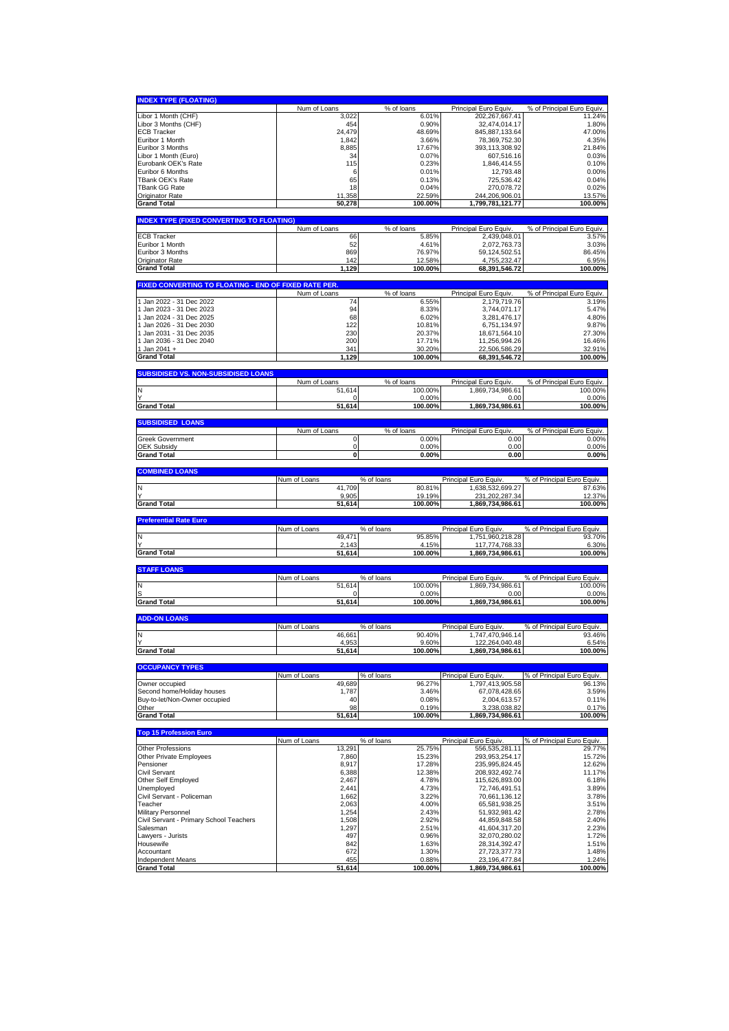| INDEX TYPE (FLOATING) | Num of Loans | % of loans | Principal Euro Equiv. | % of Principal Euro Equiv. |
|---|---|---|---|---|
| Libor 1 Month (CHF) | 3,022 | 6.01% | 202,267,667.41 | 11.24% |
| Libor 3 Months (CHF) | 454 | 0.90% | 32,474,014.17 | 1.80% |
| ECB Tracker | 24,479 | 48.69% | 845,887,133.64 | 47.00% |
| Euribor 1 Month | 1,842 | 3.66% | 78,369,752.30 | 4.35% |
| Euribor 3 Months | 8,885 | 17.67% | 393,113,308.92 | 21.84% |
| Libor 1 Month (Euro) | 34 | 0.07% | 607,516.16 | 0.03% |
| Eurobank OEK's Rate | 115 | 0.23% | 1,846,414.55 | 0.10% |
| Euribor 6 Months | 6 | 0.01% | 12,793.48 | 0.00% |
| TBank OEK's Rate | 65 | 0.13% | 725,536.42 | 0.04% |
| TBank GG Rate | 18 | 0.04% | 270,078.72 | 0.02% |
| Originator Rate | 11,358 | 22.59% | 244,206,906.01 | 13.57% |
| **Grand Total** | **50,278** | **100.00%** | **1,799,781,121.77** | **100.00%** |

| INDEX TYPE (FIXED CONVERTING TO FLOATING) | Num of Loans | % of loans | Principal Euro Equiv. | % of Principal Euro Equiv. |
|---|---|---|---|---|
| ECB Tracker | 66 | 5.85% | 2,439,048.01 | 3.57% |
| Euribor 1 Month | 52 | 4.61% | 2,072,763.73 | 3.03% |
| Euribor 3 Months | 869 | 76.97% | 59,124,502.51 | 86.45% |
| Originator Rate | 142 | 12.58% | 4,755,232.47 | 6.95% |
| **Grand Total** | **1,129** | **100.00%** | **68,391,546.72** | **100.00%** |

| FIXED CONVERTING TO FLOATING - END OF FIXED RATE PER. | Num of Loans | % of loans | Principal Euro Equiv. | % of Principal Euro Equiv. |
|---|---|---|---|---|
| 1 Jan 2022 - 31 Dec 2022 | 74 | 6.55% | 2,179,719.76 | 3.19% |
| 1 Jan 2023 - 31 Dec 2023 | 94 | 8.33% | 3,744,071.17 | 5.47% |
| 1 Jan 2024 - 31 Dec 2025 | 68 | 6.02% | 3,281,476.17 | 4.80% |
| 1 Jan 2026 - 31 Dec 2030 | 122 | 10.81% | 6,751,134.97 | 9.87% |
| 1 Jan 2031 - 31 Dec 2035 | 230 | 20.37% | 18,671,564.10 | 27.30% |
| 1 Jan 2036 - 31 Dec 2040 | 200 | 17.71% | 11,256,994.26 | 16.46% |
| 1 Jan 2041 + | 341 | 30.20% | 22,506,586.29 | 32.91% |
| **Grand Total** | **1,129** | **100.00%** | **68,391,546.72** | **100.00%** |

| SUBSIDISED VS. NON-SUBSIDISED LOANS | Num of Loans | % of loans | Principal Euro Equiv. | % of Principal Euro Equiv. |
|---|---|---|---|---|
| N | 51,614 | 100.00% | 1,869,734,986.61 | 100.00% |
| Y | 0 | 0.00% | 0.00 | 0.00% |
| **Grand Total** | **51,614** | **100.00%** | **1,869,734,986.61** | **100.00%** |

| SUBSIDISED LOANS | Num of Loans | % of loans | Principal Euro Equiv. | % of Principal Euro Equiv. |
|---|---|---|---|---|
| Greek Government | 0 | 0.00% | 0.00 | 0.00% |
| OEK Subsidy | 0 | 0.00% | 0.00 | 0.00% |
| **Grand Total** | **0** | **0.00%** | **0.00** | **0.00%** |

| COMBINED LOANS | Num of Loans | % of loans | Principal Euro Equiv. | % of Principal Euro Equiv. |
|---|---|---|---|---|
| N | 41,709 | 80.81% | 1,638,532,699.27 | 87.63% |
| Y | 9,905 | 19.19% | 231,202,287.34 | 12.37% |
| **Grand Total** | **51,614** | **100.00%** | **1,869,734,986.61** | **100.00%** |

| Preferential Rate Euro | Num of Loans | % of loans | Principal Euro Equiv. | % of Principal Euro Equiv. |
|---|---|---|---|---|
| N | 49,471 | 95.85% | 1,751,960,218.28 | 93.70% |
| Y | 2,143 | 4.15% | 117,774,768.33 | 6.30% |
| **Grand Total** | **51,614** | **100.00%** | **1,869,734,986.61** | **100.00%** |

| STAFF LOANS | Num of Loans | % of loans | Principal Euro Equiv. | % of Principal Euro Equiv. |
|---|---|---|---|---|
| N | 51,614 | 100.00% | 1,869,734,986.61 | 100.00% |
| S | 0 | 0.00% | 0.00 | 0.00% |
| **Grand Total** | **51,614** | **100.00%** | **1,869,734,986.61** | **100.00%** |

| ADD-ON LOANS | Num of Loans | % of loans | Principal Euro Equiv. | % of Principal Euro Equiv. |
|---|---|---|---|---|
| N | 46,661 | 90.40% | 1,747,470,946.14 | 93.46% |
| Y | 4,953 | 9.60% | 122,264,040.48 | 6.54% |
| **Grand Total** | **51,614** | **100.00%** | **1,869,734,986.61** | **100.00%** |

| OCCUPANCY TYPES | Num of Loans | % of loans | Principal Euro Equiv. | % of Principal Euro Equiv. |
|---|---|---|---|---|
| Owner occupied | 49,689 | 96.27% | 1,797,413,905.58 | 96.13% |
| Second home/Holiday houses | 1,787 | 3.46% | 67,078,428.65 | 3.59% |
| Buy-to-let/Non-Owner occupied | 40 | 0.08% | 2,004,613.57 | 0.11% |
| Other | 98 | 0.19% | 3,238,038.82 | 0.17% |
| **Grand Total** | **51,614** | **100.00%** | **1,869,734,986.61** | **100.00%** |

| Top 15 Profession Euro | Num of Loans | % of loans | Principal Euro Equiv. | % of Principal Euro Equiv. |
|---|---|---|---|---|
| Other Professions | 13,291 | 25.75% | 556,535,281.11 | 29.77% |
| Other Private Employees | 7,860 | 15.23% | 293,953,254.17 | 15.72% |
| Pensioner | 8,917 | 17.28% | 235,995,824.45 | 12.62% |
| Civil Servant | 6,388 | 12.38% | 208,932,492.74 | 11.17% |
| Other Self Employed | 2,467 | 4.78% | 115,626,893.00 | 6.18% |
| Unemployed | 2,441 | 4.73% | 72,746,491.51 | 3.89% |
| Civil Servant - Policeman | 1,662 | 3.22% | 70,661,136.12 | 3.78% |
| Teacher | 2,063 | 4.00% | 65,581,938.25 | 3.51% |
| Military Personnel | 1,254 | 2.43% | 51,932,981.42 | 2.78% |
| Civil Servant - Primary School Teachers | 1,508 | 2.92% | 44,859,848.58 | 2.40% |
| Salesman | 1,297 | 2.51% | 41,604,317.20 | 2.23% |
| Lawyers - Jurists | 497 | 0.96% | 32,070,280.02 | 1.72% |
| Housewife | 842 | 1.63% | 28,314,392.47 | 1.51% |
| Accountant | 672 | 1.30% | 27,723,377.73 | 1.48% |
| Independent Means | 455 | 0.88% | 23,196,477.84 | 1.24% |
| **Grand Total** | **51,614** | **100.00%** | **1,869,734,986.61** | **100.00%** |